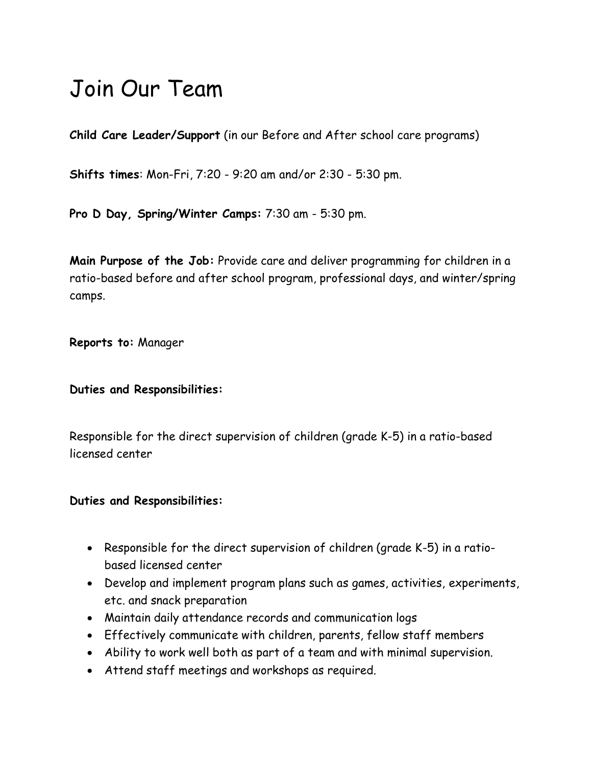# Join Our Team

**Child Care Leader/Support** (in our Before and After school care programs)

**Shifts times**: Mon-Fri, 7:20 - 9:20 am and/or 2:30 - 5:30 pm.

**Pro D Day, Spring/Winter Camps:** 7:30 am - 5:30 pm.

**Main Purpose of the Job:** Provide care and deliver programming for children in a ratio-based before and after school program, professional days, and winter/spring camps.

**Reports to:** Manager

**Duties and Responsibilities:**

Responsible for the direct supervision of children (grade K-5) in a ratio-based licensed center

**Duties and Responsibilities:**

- Responsible for the direct supervision of children (grade K-5) in a ratio-based licensed center
- Develop and implement program plans such as games, activities, experiments, etc. and snack preparation
- Maintain daily attendance records and communication logs
- Effectively communicate with children, parents, fellow staff members
- Ability to work well both as part of a team and with minimal supervision.
- Attend staff meetings and workshops as required.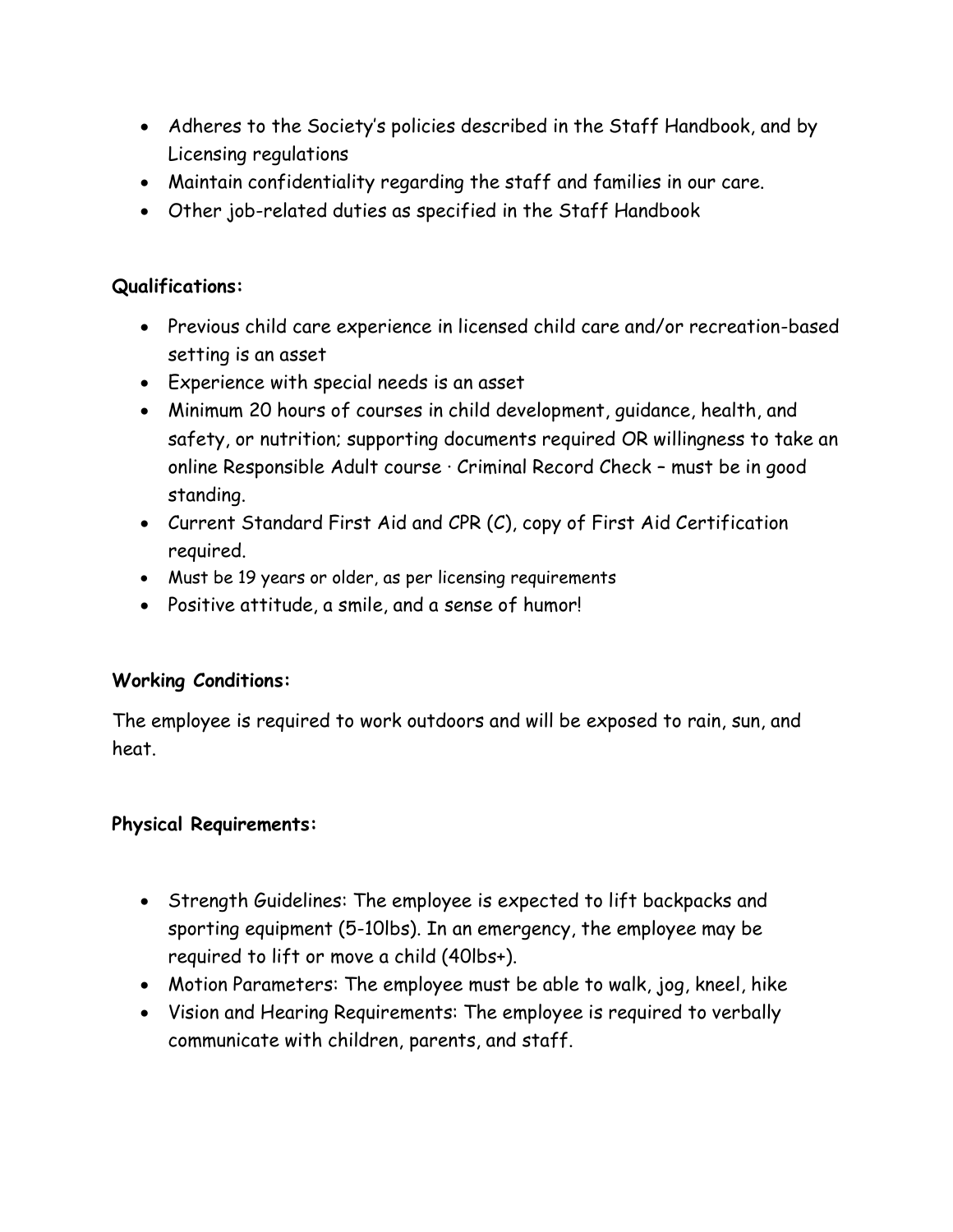- Adheres to the Society's policies described in the Staff Handbook, and by Licensing regulations
- Maintain confidentiality regarding the staff and families in our care.
- Other job-related duties as specified in the Staff Handbook

**Qualifications:**

- Previous child care experience in licensed child care and/or recreation-based setting is an asset
- Experience with special needs is an asset
- Minimum 20 hours of courses in child development, guidance, health, and safety, or nutrition; supporting documents required OR willingness to take an online Responsible Adult course · Criminal Record Check – must be in good standing.
- Current Standard First Aid and CPR (C), copy of First Aid Certification required.
- Must be 19 years or older, as per licensing requirements
- Positive attitude, a smile, and a sense of humor!

**Working Conditions:**

The employee is required to work outdoors and will be exposed to rain, sun, and heat.

**Physical Requirements:**

- Strength Guidelines: The employee is expected to lift backpacks and sporting equipment (5-10lbs). In an emergency, the employee may be required to lift or move a child (40lbs+).
- Motion Parameters: The employee must be able to walk, jog, kneel, hike
- Vision and Hearing Requirements: The employee is required to verbally communicate with children, parents, and staff.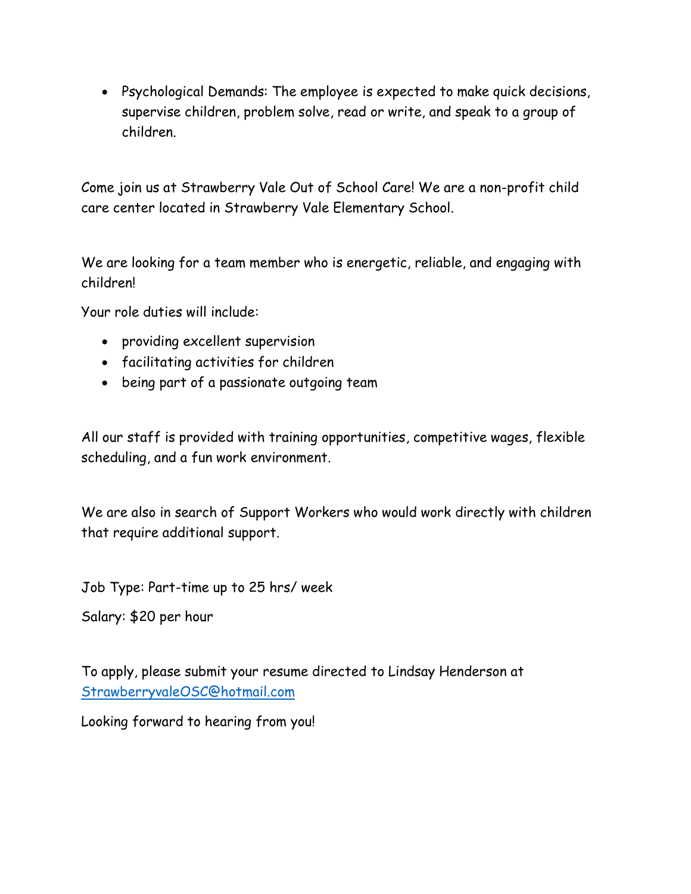- Psychological Demands: The employee is expected to make quick decisions, supervise children, problem solve, read or write, and speak to a group of children.

Come join us at Strawberry Vale Out of School Care! We are a non-profit child care center located in Strawberry Vale Elementary School.

We are looking for a team member who is energetic, reliable, and engaging with children!

Your role duties will include:

- providing excellent supervision
- facilitating activities for children
- being part of a passionate outgoing team

All our staff is provided with training opportunities, competitive wages, flexible scheduling, and a fun work environment.

We are also in search of Support Workers who would work directly with children that require additional support.

Job Type: Part-time up to 25 hrs/ week

Salary: $20 per hour

To apply, please submit your resume directed to Lindsay Henderson at StrawberryvaleOSC@hotmail.com

Looking forward to hearing from you!